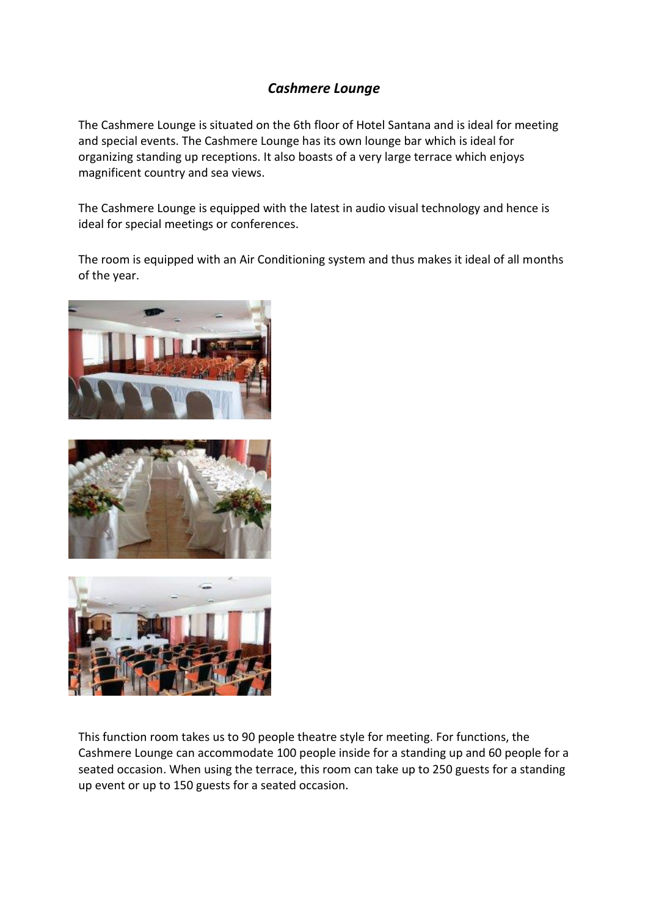## *Cashmere Lounge*

The Cashmere Lounge is situated on the 6th floor of Hotel Santana and is ideal for meeting and special events. The Cashmere Lounge has its own lounge bar which is ideal for organizing standing up receptions. It also boasts of a very large terrace which enjoys magnificent country and sea views.

The Cashmere Lounge is equipped with the latest in audio visual technology and hence is ideal for special meetings or conferences.

The room is equipped with an Air Conditioning system and thus makes it ideal of all months of the year.

This function room takes us to 90 people theatre style for meeting. For functions, the Cashmere Lounge can accommodate 100 people inside for a standing up and 60 people for a seated occasion. When using the terrace, this room can take up to 250 guests for a standing up event or up to 150 guests for a seated occasion.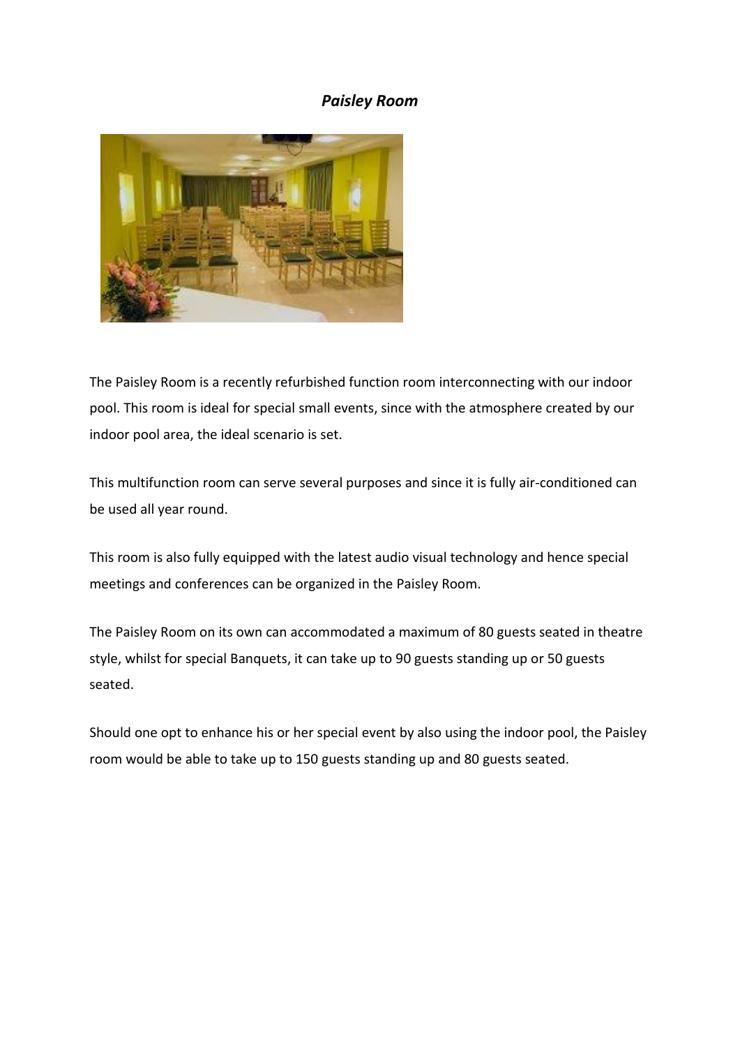## *Paisley Room*

The Paisley Room is a recently refurbished function room interconnecting with our indoor pool. This room is ideal for special small events, since with the atmosphere created by our indoor pool area, the ideal scenario is set.

This multifunction room can serve several purposes and since it is fully air-conditioned can be used all year round.

This room is also fully equipped with the latest audio visual technology and hence special meetings and conferences can be organized in the Paisley Room.

The Paisley Room on its own can accommodated a maximum of 80 guests seated in theatre style, whilst for special Banquets, it can take up to 90 guests standing up or 50 guests seated.

Should one opt to enhance his or her special event by also using the indoor pool, the Paisley room would be able to take up to 150 guests standing up and 80 guests seated.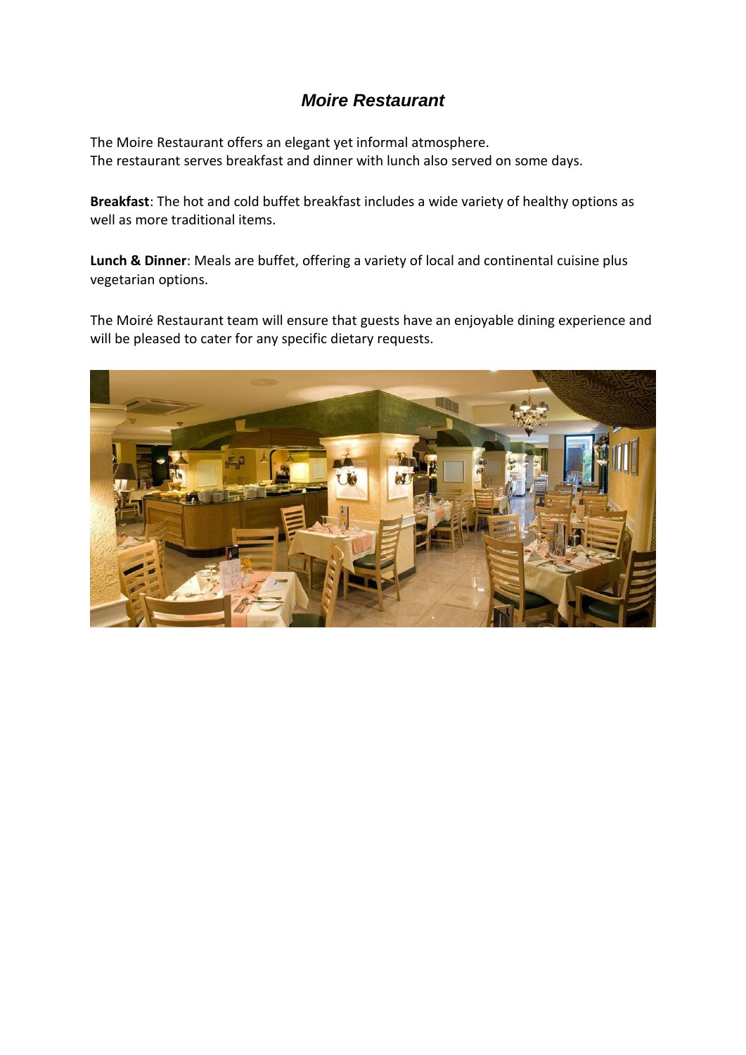# *Moire Restaurant*

The Moire Restaurant offers an elegant yet informal atmosphere.
The restaurant serves breakfast and dinner with lunch also served on some days.

**Breakfast**: The hot and cold buffet breakfast includes a wide variety of healthy options as well as more traditional items.

**Lunch & Dinner**: Meals are buffet, offering a variety of local and continental cuisine plus vegetarian options.

The Moiré Restaurant team will ensure that guests have an enjoyable dining experience and will be pleased to cater for any specific dietary requests.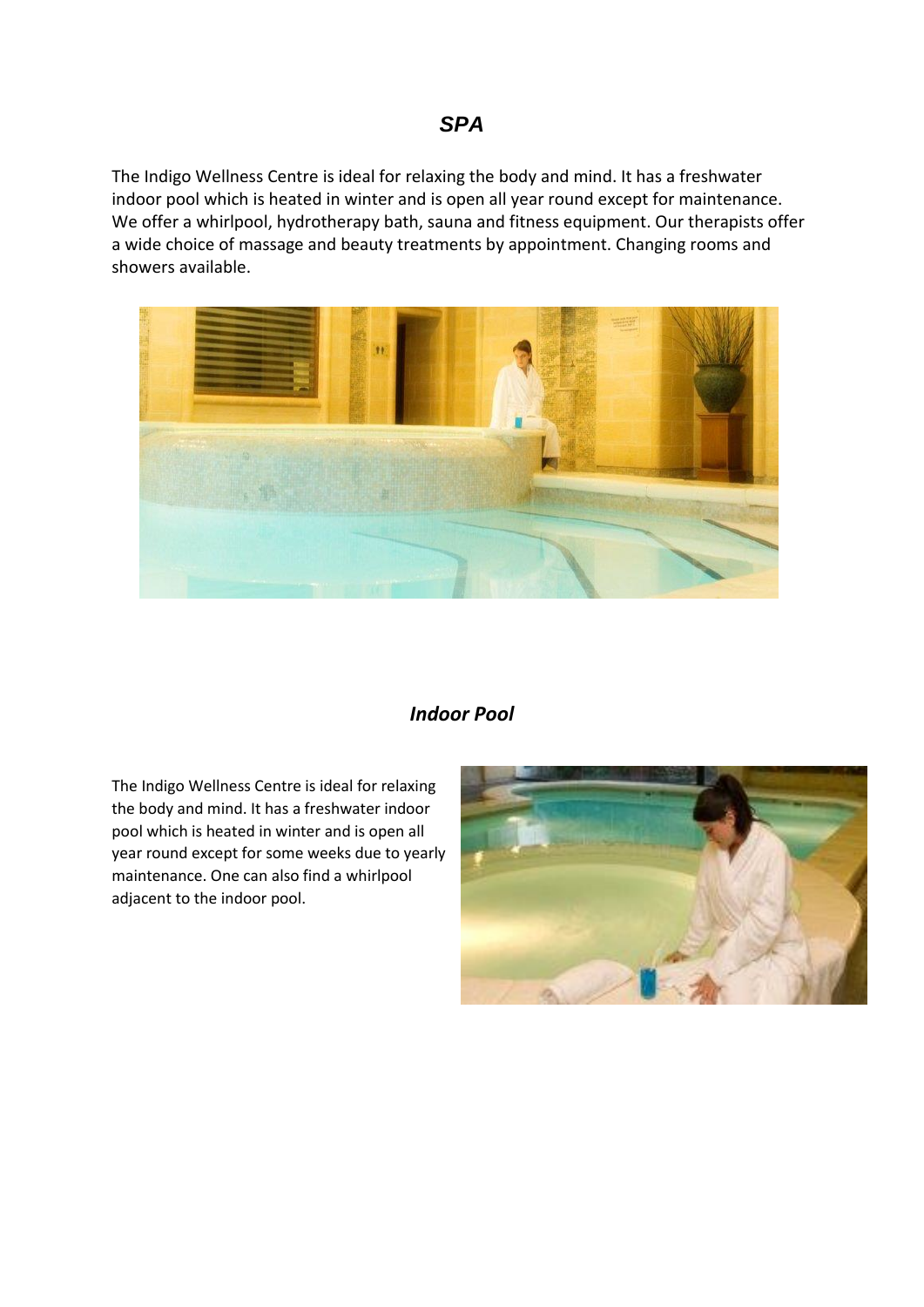## *SPA*

The Indigo Wellness Centre is ideal for relaxing the body and mind. It has a freshwater indoor pool which is heated in winter and is open all year round except for maintenance. We offer a whirlpool, hydrotherapy bath, sauna and fitness equipment. Our therapists offer a wide choice of massage and beauty treatments by appointment. Changing rooms and showers available.

### *Indoor Pool*

The Indigo Wellness Centre is ideal for relaxing the body and mind. It has a freshwater indoor pool which is heated in winter and is open all year round except for some weeks due to yearly maintenance. One can also find a whirlpool adjacent to the indoor pool.